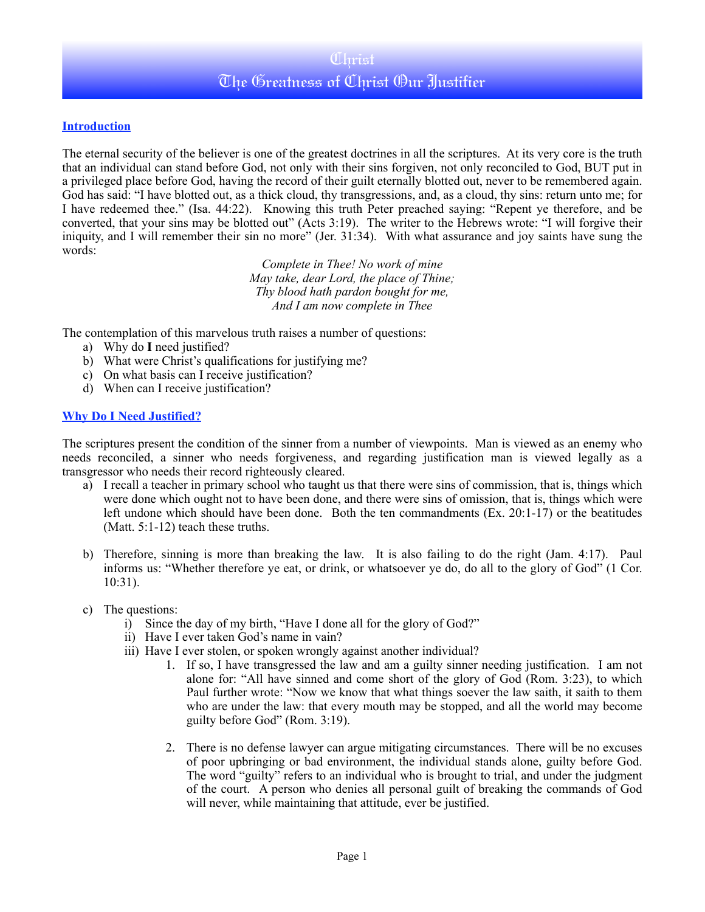# Christ

# The Greatness of Christ Our Justifier

## Introduction

The eternal security of the believer is one of the greatest doctrines in all the scriptures. At its very core is the truth that an individual can stand before God, not only with their sins forgiven, not only reconciled to God, BUT put in a privileged place before God, having the record of their guilt eternally blotted out, never to be remembered again. God has said: "I have blotted out, as a thick cloud, thy transgressions, and, as a cloud, thy sins: return unto me; for I have redeemed thee." (Isa. 44:22). Knowing this truth Peter preached saying: "Repent ye therefore, and be converted, that your sins may be blotted out" (Acts 3:19). The writer to the Hebrews wrote: "I will forgive their iniquity, and I will remember their sin no more" (Jer. 31:34). With what assurance and joy saints have sung the words:

*Complete in Thee! No work of mine*
*May take, dear Lord, the place of Thine;*
*Thy blood hath pardon bought for me,*
*And I am now complete in Thee*

The contemplation of this marvelous truth raises a number of questions:

a) Why do **I** need justified?
b) What were Christ's qualifications for justifying me?
c) On what basis can I receive justification?
d) When can I receive justification?

## Why Do I Need Justified?

The scriptures present the condition of the sinner from a number of viewpoints. Man is viewed as an enemy who needs reconciled, a sinner who needs forgiveness, and regarding justification man is viewed legally as a transgressor who needs their record righteously cleared.

a) I recall a teacher in primary school who taught us that there were sins of commission, that is, things which were done which ought not to have been done, and there were sins of omission, that is, things which were left undone which should have been done. Both the ten commandments (Ex. 20:1-17) or the beatitudes (Matt. 5:1-12) teach these truths.

b) Therefore, sinning is more than breaking the law. It is also failing to do the right (Jam. 4:17). Paul informs us: "Whether therefore ye eat, or drink, or whatsoever ye do, do all to the glory of God" (1 Cor. 10:31).

c) The questions:
   i) Since the day of my birth, "Have I done all for the glory of God?"
   ii) Have I ever taken God's name in vain?
   iii) Have I ever stolen, or spoken wrongly against another individual?
      1. If so, I have transgressed the law and am a guilty sinner needing justification. I am not alone for: "All have sinned and come short of the glory of God (Rom. 3:23), to which Paul further wrote: "Now we know that what things soever the law saith, it saith to them who are under the law: that every mouth may be stopped, and all the world may become guilty before God" (Rom. 3:19).

      2. There is no defense lawyer can argue mitigating circumstances. There will be no excuses of poor upbringing or bad environment, the individual stands alone, guilty before God. The word "guilty" refers to an individual who is brought to trial, and under the judgment of the court. A person who denies all personal guilt of breaking the commands of God will never, while maintaining that attitude, ever be justified.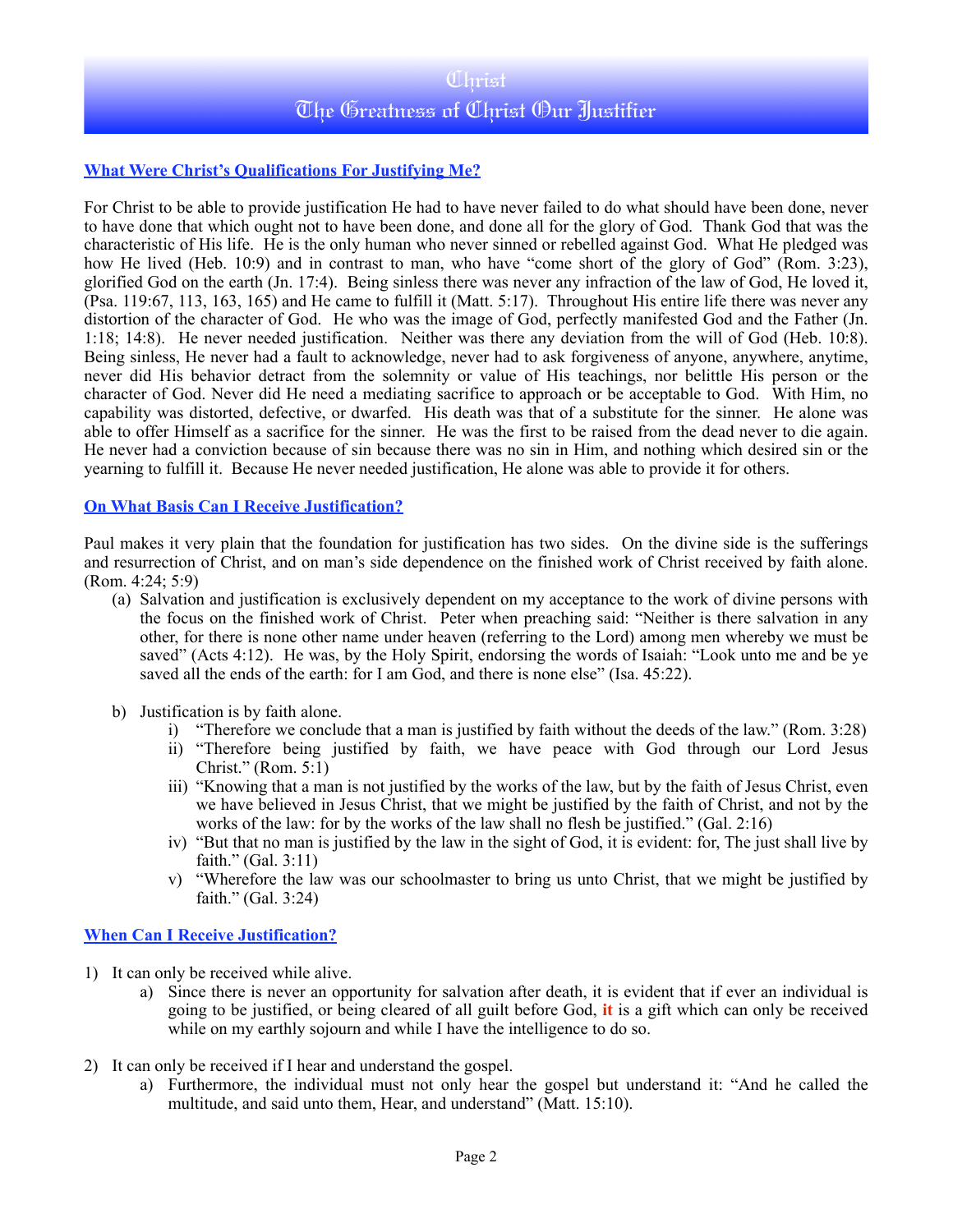# Christ
## The Greatness of Christ Our Justifier

### What Were Christ's Qualifications For Justifying Me?

For Christ to be able to provide justification He had to have never failed to do what should have been done, never to have done that which ought not to have been done, and done all for the glory of God. Thank God that was the characteristic of His life. He is the only human who never sinned or rebelled against God. What He pledged was how He lived (Heb. 10:9) and in contrast to man, who have "come short of the glory of God" (Rom. 3:23), glorified God on the earth (Jn. 17:4). Being sinless there was never any infraction of the law of God, He loved it, (Psa. 119:67, 113, 163, 165) and He came to fulfill it (Matt. 5:17). Throughout His entire life there was never any distortion of the character of God. He who was the image of God, perfectly manifested God and the Father (Jn. 1:18; 14:8). He never needed justification. Neither was there any deviation from the will of God (Heb. 10:8). Being sinless, He never had a fault to acknowledge, never had to ask forgiveness of anyone, anywhere, anytime, never did His behavior detract from the solemnity or value of His teachings, nor belittle His person or the character of God. Never did He need a mediating sacrifice to approach or be acceptable to God. With Him, no capability was distorted, defective, or dwarfed. His death was that of a substitute for the sinner. He alone was able to offer Himself as a sacrifice for the sinner. He was the first to be raised from the dead never to die again. He never had a conviction because of sin because there was no sin in Him, and nothing which desired sin or the yearning to fulfill it. Because He never needed justification, He alone was able to provide it for others.

### On What Basis Can I Receive Justification?

Paul makes it very plain that the foundation for justification has two sides. On the divine side is the sufferings and resurrection of Christ, and on man's side dependence on the finished work of Christ received by faith alone. (Rom. 4:24; 5:9)

(a) Salvation and justification is exclusively dependent on my acceptance to the work of divine persons with the focus on the finished work of Christ. Peter when preaching said: "Neither is there salvation in any other, for there is none other name under heaven (referring to the Lord) among men whereby we must be saved" (Acts 4:12). He was, by the Holy Spirit, endorsing the words of Isaiah: "Look unto me and be ye saved all the ends of the earth: for I am God, and there is none else" (Isa. 45:22).

b) Justification is by faith alone.
   - i) "Therefore we conclude that a man is justified by faith without the deeds of the law." (Rom. 3:28)
   - ii) "Therefore being justified by faith, we have peace with God through our Lord Jesus Christ." (Rom. 5:1)
   - iii) "Knowing that a man is not justified by the works of the law, but by the faith of Jesus Christ, even we have believed in Jesus Christ, that we might be justified by the faith of Christ, and not by the works of the law: for by the works of the law shall no flesh be justified." (Gal. 2:16)
   - iv) "But that no man is justified by the law in the sight of God, it is evident: for, The just shall live by faith." (Gal. 3:11)
   - v) "Wherefore the law was our schoolmaster to bring us unto Christ, that we might be justified by faith." (Gal. 3:24)

### When Can I Receive Justification?

1) It can only be received while alive.
   a) Since there is never an opportunity for salvation after death, it is evident that if ever an individual is going to be justified, or being cleared of all guilt before God, **it** is a gift which can only be received while on my earthly sojourn and while I have the intelligence to do so.

2) It can only be received if I hear and understand the gospel.
   a) Furthermore, the individual must not only hear the gospel but understand it: "And he called the multitude, and said unto them, Hear, and understand" (Matt. 15:10).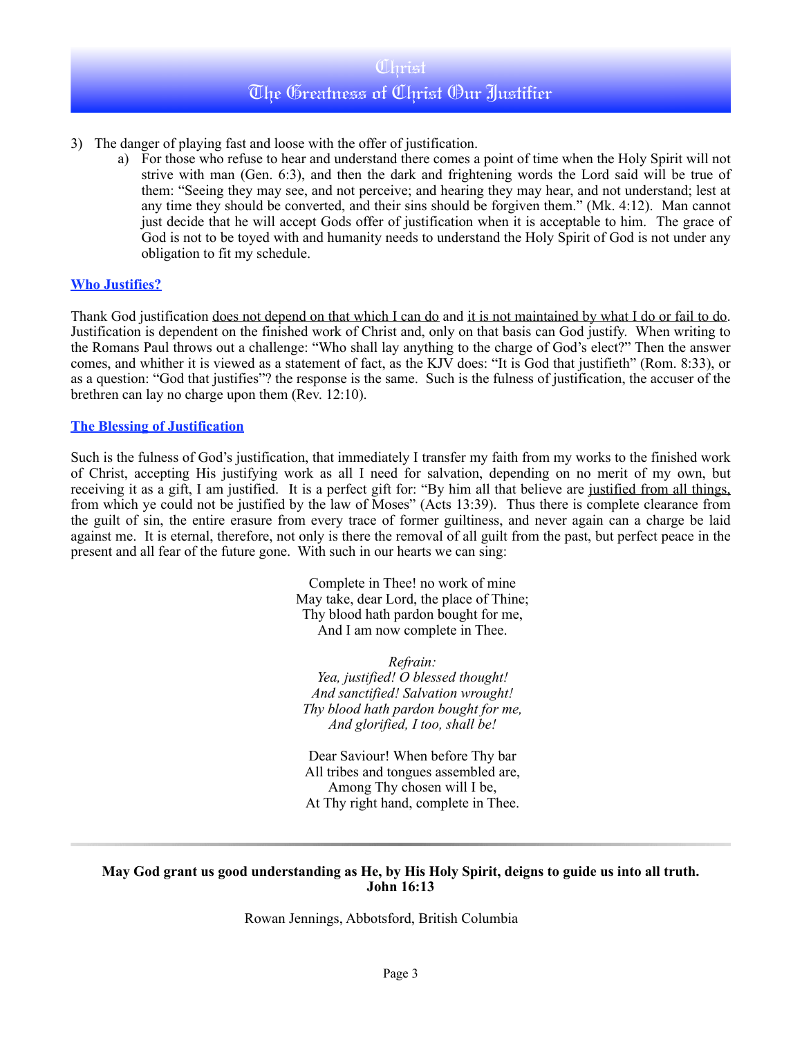3) The danger of playing fast and loose with the offer of justification.
   a) For those who refuse to hear and understand there comes a point of time when the Holy Spirit will not strive with man (Gen. 6:3), and then the dark and frightening words the Lord said will be true of them: "Seeing they may see, and not perceive; and hearing they may hear, and not understand; lest at any time they should be converted, and their sins should be forgiven them." (Mk. 4:12). Man cannot just decide that he will accept Gods offer of justification when it is acceptable to him. The grace of God is not to be toyed with and humanity needs to understand the Holy Spirit of God is not under any obligation to fit my schedule.

### Who Justifies?

Thank God justification <u>does not depend on that which I can do</u> and <u>it is not maintained by what I do or fail to do</u>. Justification is dependent on the finished work of Christ and, only on that basis can God justify. When writing to the Romans Paul throws out a challenge: "Who shall lay anything to the charge of God's elect?" Then the answer comes, and whither it is viewed as a statement of fact, as the KJV does: "It is God that justifieth" (Rom. 8:33), or as a question: "God that justifies"? the response is the same. Such is the fulness of justification, the accuser of the brethren can lay no charge upon them (Rev. 12:10).

### The Blessing of Justification

Such is the fulness of God's justification, that immediately I transfer my faith from my works to the finished work of Christ, accepting His justifying work as all I need for salvation, depending on no merit of my own, but receiving it as a gift, I am justified. It is a perfect gift for: "By him all that believe are <u>justified from all things,</u> from which ye could not be justified by the law of Moses" (Acts 13:39). Thus there is complete clearance from the guilt of sin, the entire erasure from every trace of former guiltiness, and never again can a charge be laid against me. It is eternal, therefore, not only is there the removal of all guilt from the past, but perfect peace in the present and all fear of the future gone. With such in our hearts we can sing:

Complete in Thee! no work of mine  
May take, dear Lord, the place of Thine;  
Thy blood hath pardon bought for me,  
And I am now complete in Thee.

*Refrain:*  
*Yea, justified! O blessed thought!*  
*And sanctified! Salvation wrought!*  
*Thy blood hath pardon bought for me,*  
*And glorified, I too, shall be!*

Dear Saviour! When before Thy bar  
All tribes and tongues assembled are,  
Among Thy chosen will I be,  
At Thy right hand, complete in Thee.

---

**May God grant us good understanding as He, by His Holy Spirit, deigns to guide us into all truth. John 16:13**

Rowan Jennings, Abbotsford, British Columbia